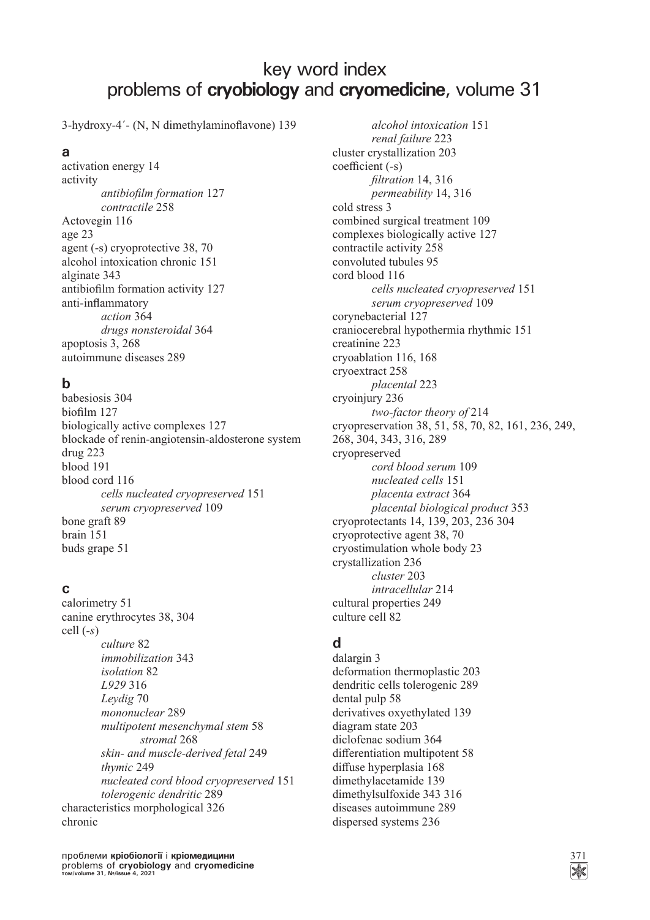# key word index
# problems of **cryobiology** and **cryomedicine**, volume 31

3-hydroxy-4´- (N, N dimethylaminoflavone) 139

## a

activation energy 14
activity
    *antibiofilm formation* 127
    *contractile* 258
Actovegin 116
age 23
agent (-s) cryoprotective 38, 70
alcohol intoxication chronic 151
alginate 343
antibiofilm formation activity 127
anti-inflammatory
    *action* 364
    *drugs nonsteroidal* 364
apoptosis 3, 268
autoimmune diseases 289

## b

babesiosis 304
biofilm 127
biologically active complexes 127
blockade of renin-angiotensin-aldosterone system drug 223
blood 191
blood cord 116
    *cells nucleated cryopreserved* 151
    *serum cryopreserved* 109
bone graft 89
brain 151
buds grape 51

## c

calorimetry 51
canine erythrocytes 38, 304
cell (*-s*)
    *culture* 82
    *immobilization* 343
    *isolation* 82
    *L929* 316
    *Leydig* 70
    *mononuclear* 289
    *multipotent mesenchymal stem* 58
        *stromal* 268
    *skin- and muscle-derived fetal* 249
    *thymic* 249
    *nucleated cord blood cryopreserved* 151
    *tolerogenic dendritic* 289
characteristics morphological 326
chronic
    *alcohol intoxication* 151
    *renal failure* 223
cluster crystallization 203
coefficient (-s)
    *filtration* 14, 316
    *permeability* 14, 316
cold stress 3
combined surgical treatment 109
complexes biologically active 127
contractile activity 258
convoluted tubules 95
cord blood 116
    *cells nucleated cryopreserved* 151
    *serum cryopreserved* 109
corynebacterial 127
craniocerebral hypothermia rhythmic 151
creatinine 223
cryoablation 116, 168
cryoextract 258
    *placental* 223
cryoinjury 236
    *two-factor theory of* 214
cryopreservation 38, 51, 58, 70, 82, 161, 236, 249, 268, 304, 343, 316, 289
cryopreserved
    *cord blood serum* 109
    *nucleated cells* 151
    *placenta extract* 364
    *placental biological product* 353
cryoprotectants 14, 139, 203, 236 304
cryoprotective agent 38, 70
cryostimulation whole body 23
crystallization 236
    *cluster* 203
    *intracellular* 214
cultural properties 249
culture cell 82

## d

dalargin 3
deformation thermoplastic 203
dendritic cells tolerogenic 289
dental pulp 58
derivatives oxyethylated 139
diagram state 203
diclofenac sodium 364
differentiation multipotent 58
diffuse hyperplasia 168
dimethylacetamide 139
dimethylsulfoxide 343 316
diseases autoimmune 289
dispersed systems 236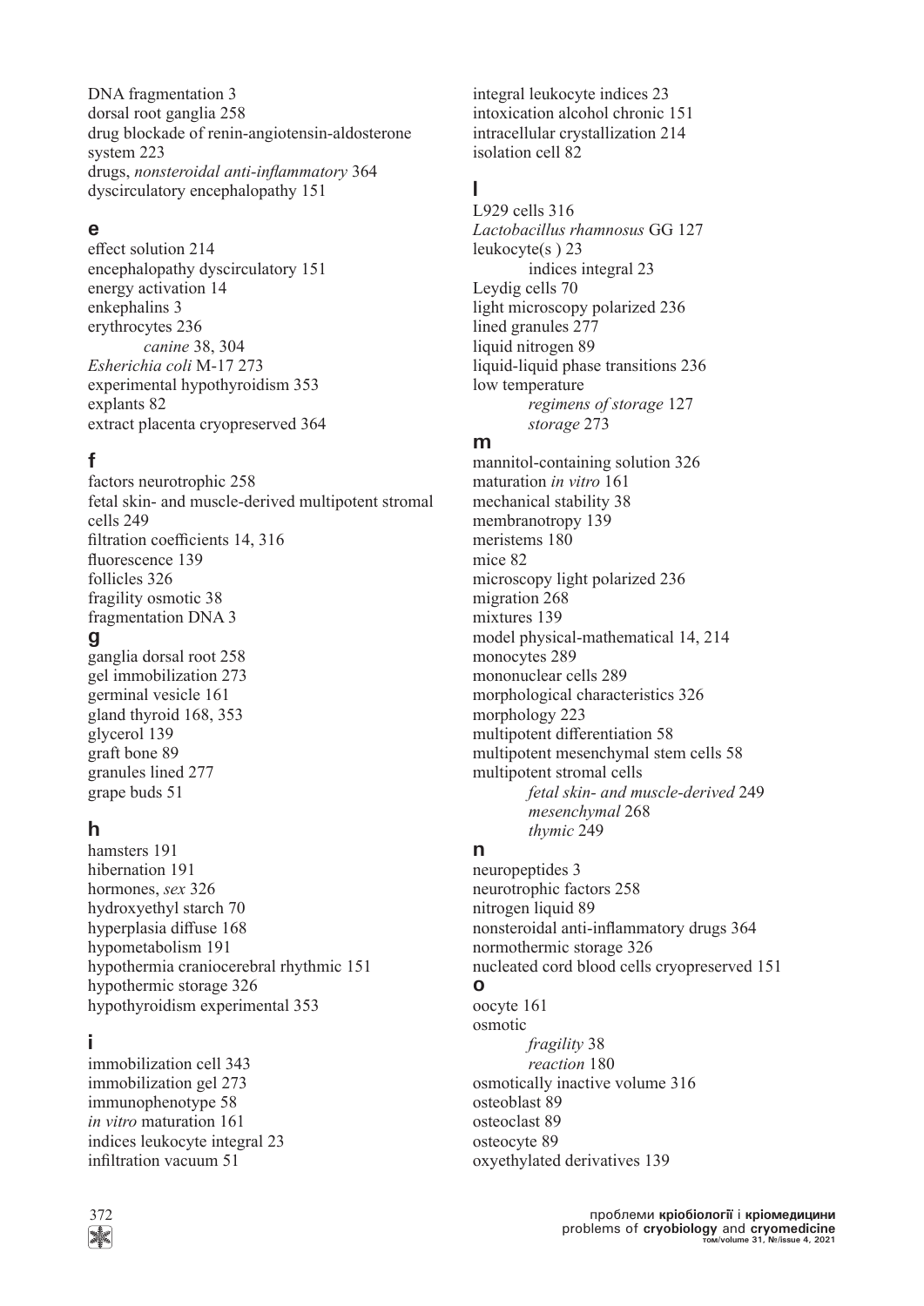DNA fragmentation 3
dorsal root ganglia 258
drug blockade of renin-angiotensin-aldosterone system 223
drugs, *nonsteroidal anti-inflammatory* 364
dyscirculatory encephalopathy 151

## e

effect solution 214
encephalopathy dyscirculatory 151
energy activation 14
enkephalins 3
erythrocytes 236
    *canine* 38, 304
*Esherichia coli* M-17 273
experimental hypothyroidism 353
explants 82
extract placenta cryopreserved 364

## f

factors neurotrophic 258
fetal skin- and muscle-derived multipotent stromal cells 249
filtration coefficients 14, 316
fluorescence 139
follicles 326
fragility osmotic 38
fragmentation DNA 3

## g

ganglia dorsal root 258
gel immobilization 273
germinal vesicle 161
gland thyroid 168, 353
glycerol 139
graft bone 89
granules lined 277
grape buds 51

## h

hamsters 191
hibernation 191
hormones, *sex* 326
hydroxyethyl starch 70
hyperplasia diffuse 168
hypometabolism 191
hypothermia craniocerebral rhythmic 151
hypothermic storage 326
hypothyroidism experimental 353

## i

immobilization cell 343
immobilization gel 273
immunophenotype 58
*in vitro* maturation 161
indices leukocyte integral 23
infiltration vacuum 51
integral leukocyte indices 23
intoxication alcohol chronic 151
intracellular crystallization 214
isolation cell 82

## l

L929 cells 316
*Lactobacillus rhamnosus* GG 127
leukocyte(s ) 23
    indices integral 23
Leydig cells 70
light microscopy polarized 236
lined granules 277
liquid nitrogen 89
liquid-liquid phase transitions 236
low temperature
    *regimens of storage* 127
    *storage* 273

## m

mannitol-containing solution 326
maturation *in vitro* 161
mechanical stability 38
membranotropy 139
meristems 180
mice 82
microscopy light polarized 236
migration 268
mixtures 139
model physical-mathematical 14, 214
monocytes 289
mononuclear cells 289
morphological characteristics 326
morphology 223
multipotent differentiation 58
multipotent mesenchymal stem cells 58
multipotent stromal cells
    *fetal skin- and muscle-derived* 249
    *mesenchymal* 268
    *thymic* 249

## n

neuropeptides 3
neurotrophic factors 258
nitrogen liquid 89
nonsteroidal anti-inflammatory drugs 364
normothermic storage 326
nucleated cord blood cells cryopreserved 151

## o

oocyte 161
osmotic
    *fragility* 38
    *reaction* 180
osmotically inactive volume 316
osteoblast 89
osteoclast 89
osteocyte 89
oxyethylated derivatives 139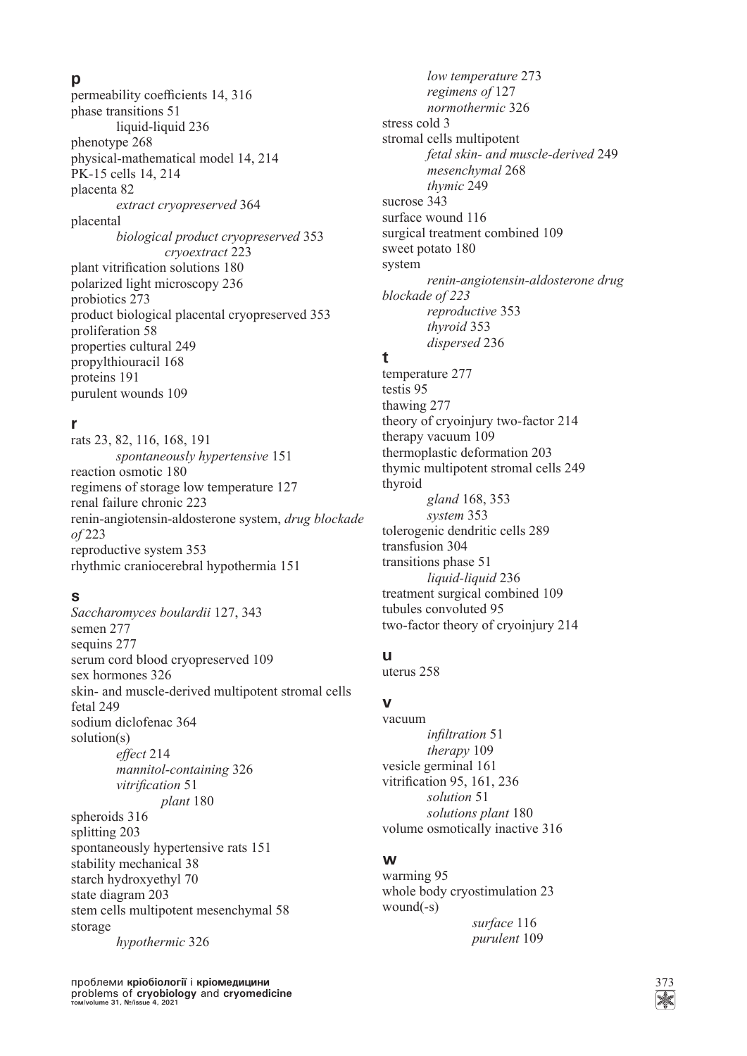## p

permeability coefficients 14, 316
phase transitions 51
    liquid-liquid 236
phenotype 268
physical-mathematical model 14, 214
PK-15 cells 14, 214
placenta 82
    *extract cryopreserved* 364
placental
    *biological product cryopreserved* 353
        *cryoextract* 223
plant vitrification solutions 180
polarized light microscopy 236
probiotics 273
product biological placental cryopreserved 353
proliferation 58
properties cultural 249
propylthiouracil 168
proteins 191
purulent wounds 109

## r

rats 23, 82, 116, 168, 191
    *spontaneously hypertensive* 151
reaction osmotic 180
regimens of storage low temperature 127
renal failure chronic 223
renin-angiotensin-aldosterone system, *drug blockade of* 223
reproductive system 353
rhythmic craniocerebral hypothermia 151

## s

*Saccharomyces boulardii* 127, 343
semen 277
sequins 277
serum cord blood cryopreserved 109
sex hormones 326
skin- and muscle-derived multipotent stromal cells fetal 249
sodium diclofenac 364
solution(s)
    *effect* 214
    *mannitol-containing* 326
    *vitrification* 51
        *plant* 180
spheroids 316
splitting 203
spontaneously hypertensive rats 151
stability mechanical 38
starch hydroxyethyl 70
state diagram 203
stem cells multipotent mesenchymal 58
storage
    *hypothermic* 326
    *low temperature* 273
    *regimens of* 127
    *normothermic* 326
stress cold 3
stromal cells multipotent
    *fetal skin- and muscle-derived* 249
    *mesenchymal* 268
    *thymic* 249
sucrose 343
surface wound 116
surgical treatment combined 109
sweet potato 180
system
    *renin-angiotensin-aldosterone drug blockade of 223*
    *reproductive* 353
    *thyroid* 353
    *dispersed* 236

## t

temperature 277
testis 95
thawing 277
theory of cryoinjury two-factor 214
therapy vacuum 109
thermoplastic deformation 203
thymic multipotent stromal cells 249
thyroid
    *gland* 168, 353
    *system* 353
tolerogenic dendritic cells 289
transfusion 304
transitions phase 51
    *liquid-liquid* 236
treatment surgical combined 109
tubules convoluted 95
two-factor theory of cryoinjury 214

## u

uterus 258

## v

vacuum
    *infiltration* 51
    *therapy* 109
vesicle germinal 161
vitrification 95, 161, 236
    *solution* 51
    *solutions plant* 180
volume osmotically inactive 316

## w

warming 95
whole body cryostimulation 23
wound(-s)
    *surface* 116
    *purulent* 109